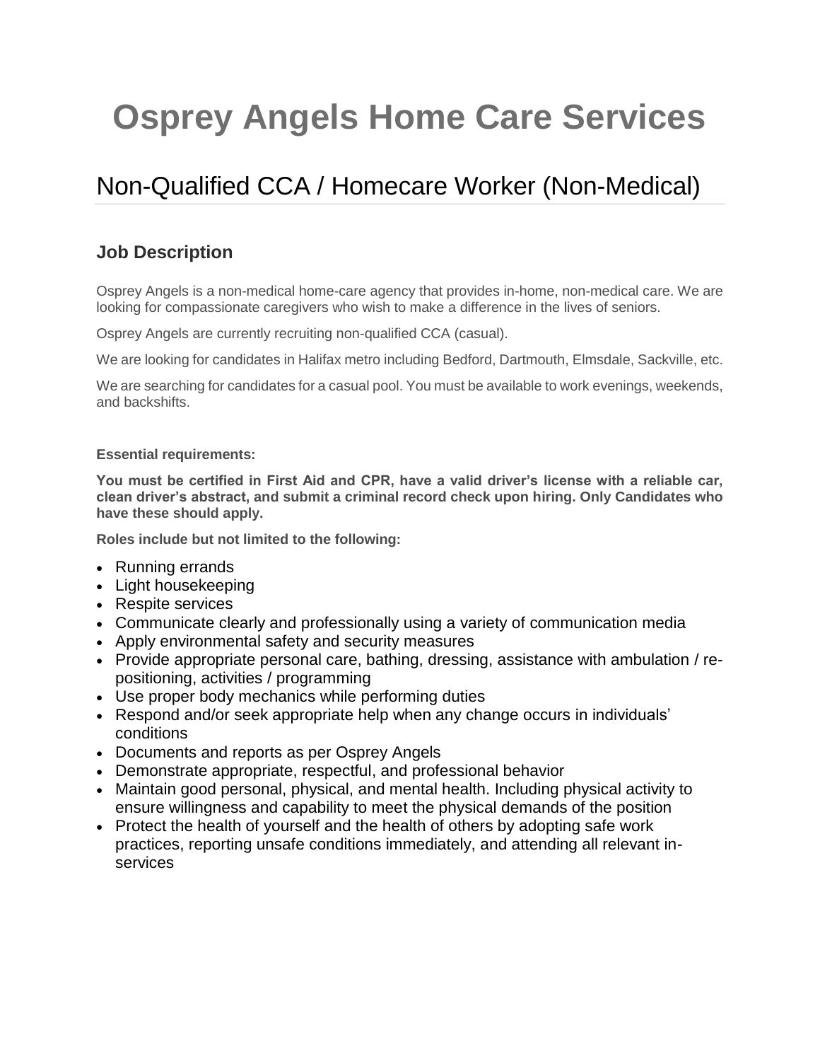# Osprey Angels Home Care Services

## Non-Qualified CCA / Homecare Worker (Non-Medical)

### Job Description

Osprey Angels is a non-medical home-care agency that provides in-home, non-medical care. We are looking for compassionate caregivers who wish to make a difference in the lives of seniors.

Osprey Angels are currently recruiting non-qualified CCA (casual).

We are looking for candidates in Halifax metro including Bedford, Dartmouth, Elmsdale, Sackville, etc.

We are searching for candidates for a casual pool. You must be available to work evenings, weekends, and backshifts.

**Essential requirements:**

**You must be certified in First Aid and CPR, have a valid driver's license with a reliable car, clean driver's abstract, and submit a criminal record check upon hiring. Only Candidates who have these should apply.**

**Roles include but not limited to the following:**

- Running errands
- Light housekeeping
- Respite services
- Communicate clearly and professionally using a variety of communication media
- Apply environmental safety and security measures
- Provide appropriate personal care, bathing, dressing, assistance with ambulation / re-positioning, activities / programming
- Use proper body mechanics while performing duties
- Respond and/or seek appropriate help when any change occurs in individuals' conditions
- Documents and reports as per Osprey Angels
- Demonstrate appropriate, respectful, and professional behavior
- Maintain good personal, physical, and mental health. Including physical activity to ensure willingness and capability to meet the physical demands of the position
- Protect the health of yourself and the health of others by adopting safe work practices, reporting unsafe conditions immediately, and attending all relevant in-services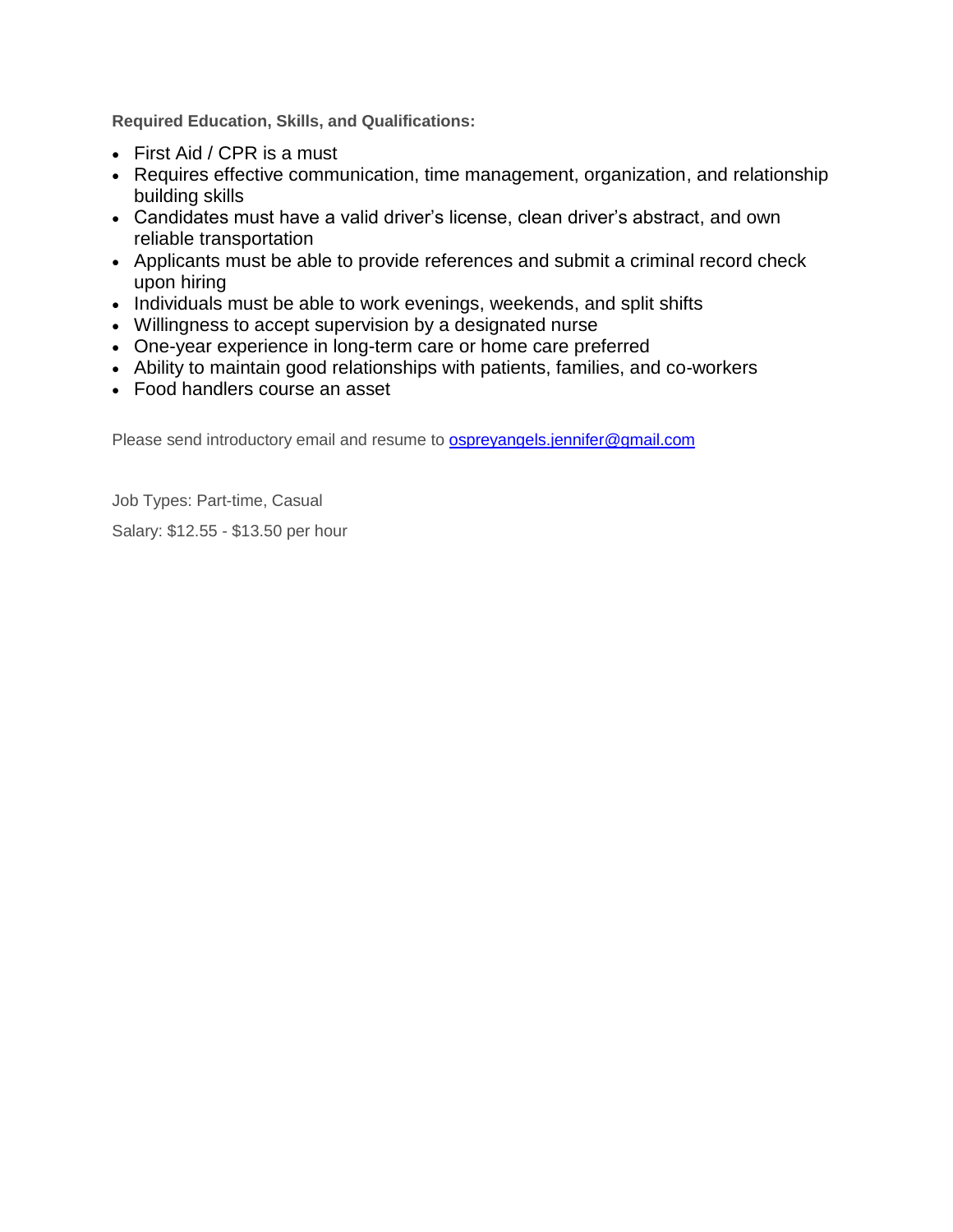**Required Education, Skills, and Qualifications:**

- First Aid / CPR is a must
- Requires effective communication, time management, organization, and relationship building skills
- Candidates must have a valid driver's license, clean driver's abstract, and own reliable transportation
- Applicants must be able to provide references and submit a criminal record check upon hiring
- Individuals must be able to work evenings, weekends, and split shifts
- Willingness to accept supervision by a designated nurse
- One-year experience in long-term care or home care preferred
- Ability to maintain good relationships with patients, families, and co-workers
- Food handlers course an asset

Please send introductory email and resume to [ospreyangels.jennifer@gmail.com](mailto:ospreyangels.jennifer@gmail.com)

Job Types: Part-time, Casual

Salary: $12.55 - $13.50 per hour